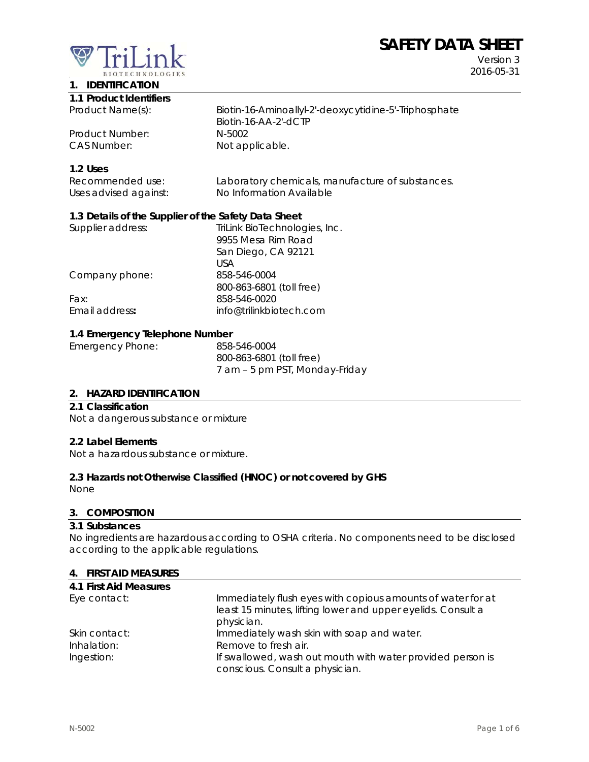# SAFETY DATA SHEET

Version 3
2016-05-31

## 1. IDENTIFICATION

### 1.1 Product Identifiers

| | |
|---|---|
| Product Name(s): | Biotin-16-Aminoallyl-2'-deoxycytidine-5'-Triphosphate<br>Biotin-16-AA-2'-dCTP |
| Product Number: | N-5002 |
| CAS Number: | Not applicable. |

### 1.2 Uses

| | |
|---|---|
| Recommended use: | Laboratory chemicals, manufacture of substances. |
| Uses advised against: | No Information Available |

### 1.3 Details of the Supplier of the Safety Data Sheet

| | |
|---|---|
| Supplier address: | TriLink BioTechnologies, Inc.<br>9955 Mesa Rim Road<br>San Diego, CA 92121<br>USA |
| Company phone: | 858-546-0004<br>800-863-6801 (toll free) |
| Fax: | 858-546-0020 |
| Email address: | info@trilinkbiotech.com |

### 1.4 Emergency Telephone Number

| | |
|---|---|
| Emergency Phone: | 858-546-0004<br>800-863-6801 (toll free)<br>7 am – 5 pm PST, Monday-Friday |

## 2. HAZARD IDENTIFICATION

### 2.1 Classification

Not a dangerous substance or mixture

### 2.2 Label Elements

Not a hazardous substance or mixture.

### 2.3 Hazards not Otherwise Classified (HNOC) or not covered by GHS

None

## 3. COMPOSITION

### 3.1 Substances

No ingredients are hazardous according to OSHA criteria. No components need to be disclosed according to the applicable regulations.

## 4. FIRST AID MEASURES

### 4.1 First Aid Measures

| | |
|---|---|
| Eye contact: | Immediately flush eyes with copious amounts of water for at least 15 minutes, lifting lower and upper eyelids. Consult a physician. |
| Skin contact: | Immediately wash skin with soap and water. |
| Inhalation: | Remove to fresh air. |
| Ingestion: | If swallowed, wash out mouth with water provided person is conscious. Consult a physician. |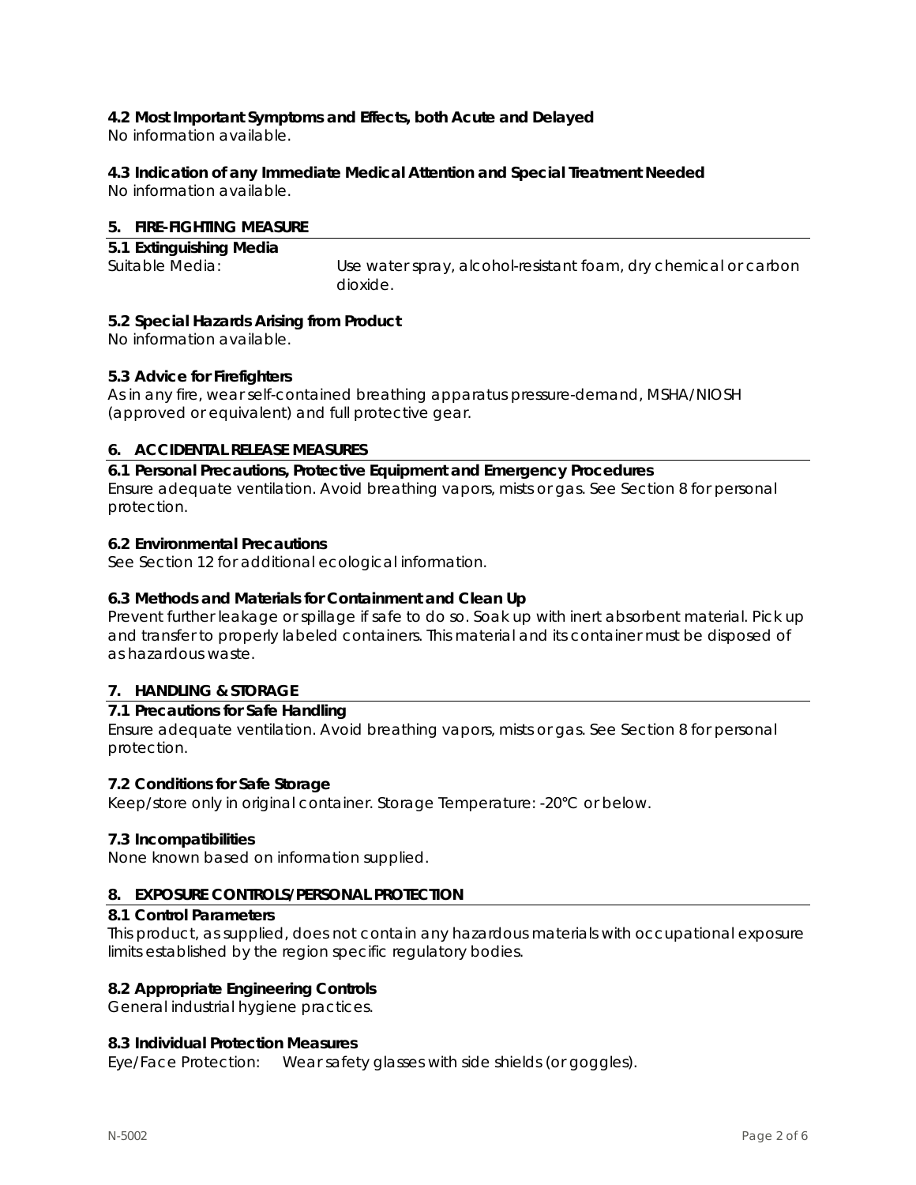### 4.2 Most Important Symptoms and Effects, both Acute and Delayed

No information available.

### 4.3 Indication of any Immediate Medical Attention and Special Treatment Needed

No information available.

## 5. FIRE-FIGHTING MEASURE

### 5.1 Extinguishing Media

Suitable Media: Use water spray, alcohol-resistant foam, dry chemical or carbon dioxide.

### 5.2 Special Hazards Arising from Product

No information available.

### 5.3 Advice for Firefighters

As in any fire, wear self-contained breathing apparatus pressure-demand, MSHA/NIOSH (approved or equivalent) and full protective gear.

## 6. ACCIDENTAL RELEASE MEASURES

### 6.1 Personal Precautions, Protective Equipment and Emergency Procedures

Ensure adequate ventilation. Avoid breathing vapors, mists or gas. See Section 8 for personal protection.

### 6.2 Environmental Precautions

See Section 12 for additional ecological information.

### 6.3 Methods and Materials for Containment and Clean Up

Prevent further leakage or spillage if safe to do so. Soak up with inert absorbent material. Pick up and transfer to properly labeled containers. This material and its container must be disposed of as hazardous waste.

## 7. HANDLING & STORAGE

### 7.1 Precautions for Safe Handling

Ensure adequate ventilation. Avoid breathing vapors, mists or gas. See Section 8 for personal protection.

### 7.2 Conditions for Safe Storage

Keep/store only in original container. Storage Temperature: -20°C or below.

### 7.3 Incompatibilities

None known based on information supplied.

## 8. EXPOSURE CONTROLS/PERSONAL PROTECTION

### 8.1 Control Parameters

This product, as supplied, does not contain any hazardous materials with occupational exposure limits established by the region specific regulatory bodies.

### 8.2 Appropriate Engineering Controls

General industrial hygiene practices.

### 8.3 Individual Protection Measures

Eye/Face Protection: Wear safety glasses with side shields (or goggles).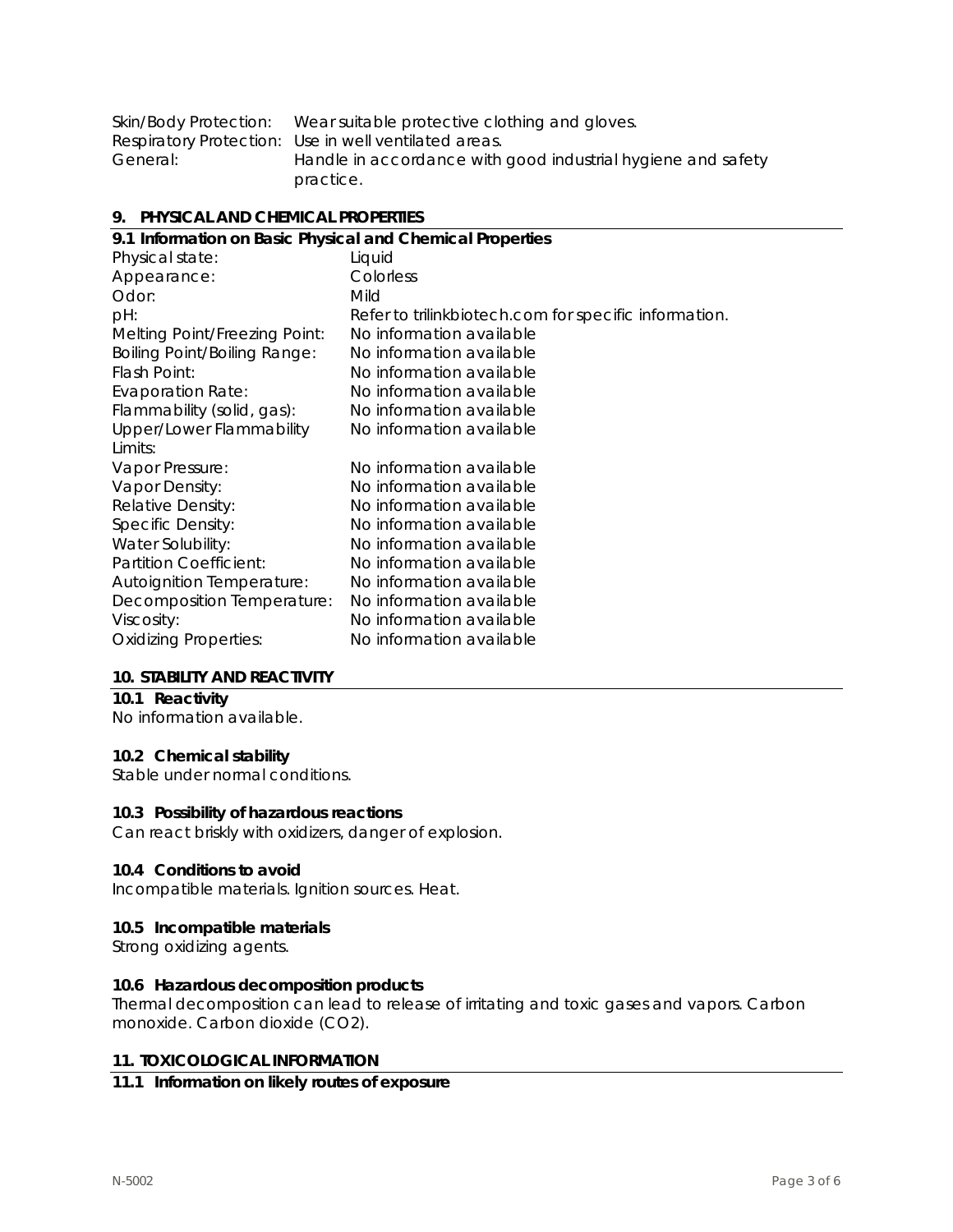| | |
|---|---|
| Skin/Body Protection: | Wear suitable protective clothing and gloves. |
| Respiratory Protection: | Use in well ventilated areas. |
| General: | Handle in accordance with good industrial hygiene and safety practice. |

## 9. PHYSICAL AND CHEMICAL PROPERTIES

### 9.1 Information on Basic Physical and Chemical Properties

| | |
|---|---|
| Physical state: | Liquid |
| Appearance: | Colorless |
| Odor: | Mild |
| pH: | Refer to trilinkbiotech.com for specific information. |
| Melting Point/Freezing Point: | No information available |
| Boiling Point/Boiling Range: | No information available |
| Flash Point: | No information available |
| Evaporation Rate: | No information available |
| Flammability (solid, gas): | No information available |
| Upper/Lower Flammability Limits: | No information available |
| Vapor Pressure: | No information available |
| Vapor Density: | No information available |
| Relative Density: | No information available |
| Specific Density: | No information available |
| Water Solubility: | No information available |
| Partition Coefficient: | No information available |
| Autoignition Temperature: | No information available |
| Decomposition Temperature: | No information available |
| Viscosity: | No information available |
| Oxidizing Properties: | No information available |

## 10. STABILITY AND REACTIVITY

### 10.1 Reactivity

No information available.

### 10.2 Chemical stability

Stable under normal conditions.

### 10.3 Possibility of hazardous reactions

Can react briskly with oxidizers, danger of explosion.

### 10.4 Conditions to avoid

Incompatible materials. Ignition sources. Heat.

### 10.5 Incompatible materials

Strong oxidizing agents.

### 10.6 Hazardous decomposition products

Thermal decomposition can lead to release of irritating and toxic gases and vapors. Carbon monoxide. Carbon dioxide ($CO_2$).

## 11. TOXICOLOGICAL INFORMATION

### 11.1 Information on likely routes of exposure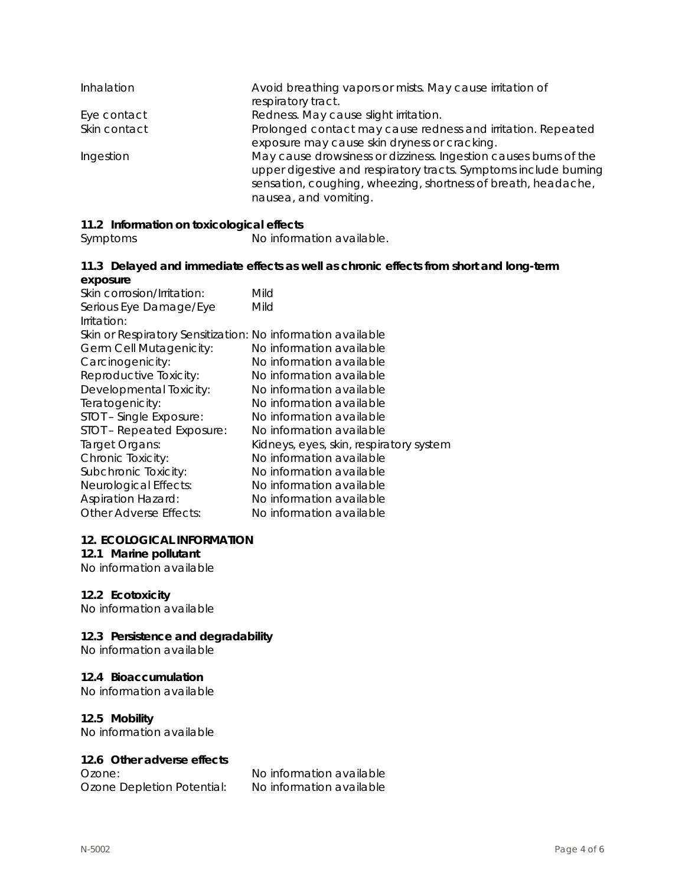| | |
|---|---|
| Inhalation | Avoid breathing vapors or mists. May cause irritation of respiratory tract. |
| Eye contact | Redness. May cause slight irritation. |
| Skin contact | Prolonged contact may cause redness and irritation. Repeated exposure may cause skin dryness or cracking. |
| Ingestion | May cause drowsiness or dizziness. Ingestion causes burns of the upper digestive and respiratory tracts. Symptoms include burning sensation, coughing, wheezing, shortness of breath, headache, nausea, and vomiting. |

**11.2 Information on toxicological effects**

Symptoms: No information available.

**11.3 Delayed and immediate effects as well as chronic effects from short and long-term exposure**

| | |
|---|---|
| Skin corrosion/Irritation: | Mild |
| Serious Eye Damage/Eye Irritation: | Mild |
| Skin or Respiratory Sensitization: | No information available |
| Germ Cell Mutagenicity: | No information available |
| Carcinogenicity: | No information available |
| Reproductive Toxicity: | No information available |
| Developmental Toxicity: | No information available |
| Teratogenicity: | No information available |
| STOT – Single Exposure: | No information available |
| STOT – Repeated Exposure: | No information available |
| Target Organs: | Kidneys, eyes, skin, respiratory system |
| Chronic Toxicity: | No information available |
| Subchronic Toxicity: | No information available |
| Neurological Effects: | No information available |
| Aspiration Hazard: | No information available |
| Other Adverse Effects: | No information available |

## 12. ECOLOGICAL INFORMATION

**12.1 Marine pollutant**

No information available

**12.2 Ecotoxicity**

No information available

**12.3 Persistence and degradability**

No information available

**12.4 Bioaccumulation**

No information available

**12.5 Mobility**

No information available

**12.6 Other adverse effects**

| | |
|---|---|
| Ozone: | No information available |
| Ozone Depletion Potential: | No information available |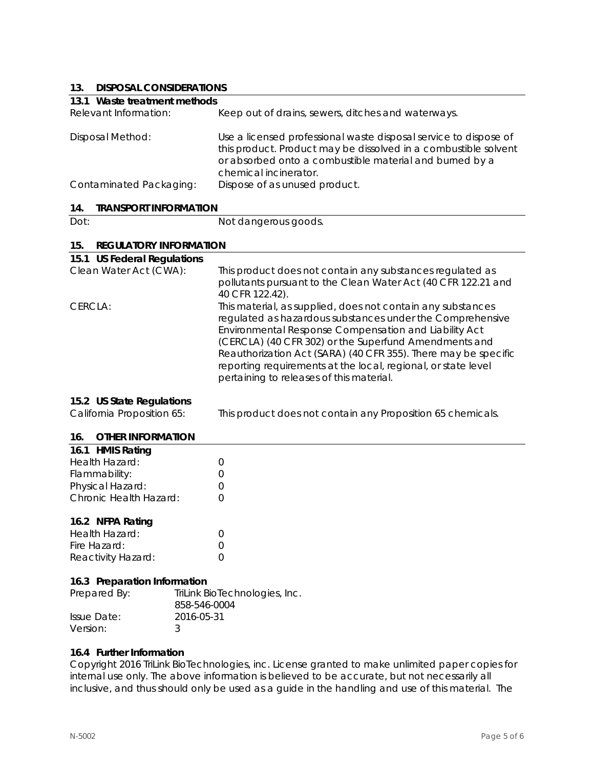## 13. DISPOSAL CONSIDERATIONS

### 13.1 Waste treatment methods

| | |
|---|---|
| Relevant Information: | Keep out of drains, sewers, ditches and waterways. |
| Disposal Method: | Use a licensed professional waste disposal service to dispose of this product. Product may be dissolved in a combustible solvent or absorbed onto a combustible material and burned by a chemical incinerator. |
| Contaminated Packaging: | Dispose of as unused product. |

## 14. TRANSPORT INFORMATION

| | |
|---|---|
| Dot: | Not dangerous goods. |

## 15. REGULATORY INFORMATION

### 15.1 US Federal Regulations

| | |
|---|---|
| Clean Water Act (CWA): | This product does not contain any substances regulated as pollutants pursuant to the Clean Water Act (40 CFR 122.21 and 40 CFR 122.42). |
| CERCLA: | This material, as supplied, does not contain any substances regulated as hazardous substances under the Comprehensive Environmental Response Compensation and Liability Act (CERCLA) (40 CFR 302) or the Superfund Amendments and Reauthorization Act (SARA) (40 CFR 355). There may be specific reporting requirements at the local, regional, or state level pertaining to releases of this material. |

### 15.2 US State Regulations

| | |
|---|---|
| California Proposition 65: | This product does not contain any Proposition 65 chemicals. |

## 16. OTHER INFORMATION

### 16.1 HMIS Rating

| | |
|---|---|
| Health Hazard: | 0 |
| Flammability: | 0 |
| Physical Hazard: | 0 |
| Chronic Health Hazard: | 0 |

### 16.2 NFPA Rating

| | |
|---|---|
| Health Hazard: | 0 |
| Fire Hazard: | 0 |
| Reactivity Hazard: | 0 |

### 16.3 Preparation Information

| | |
|---|---|
| Prepared By: | TriLink BioTechnologies, Inc. 858-546-0004 |
| Issue Date: | 2016-05-31 |
| Version: | 3 |

### 16.4 Further Information

Copyright 2016 TriLink BioTechnologies, inc. License granted to make unlimited paper copies for internal use only. The above information is believed to be accurate, but not necessarily all inclusive, and thus should only be used as a guide in the handling and use of this material. The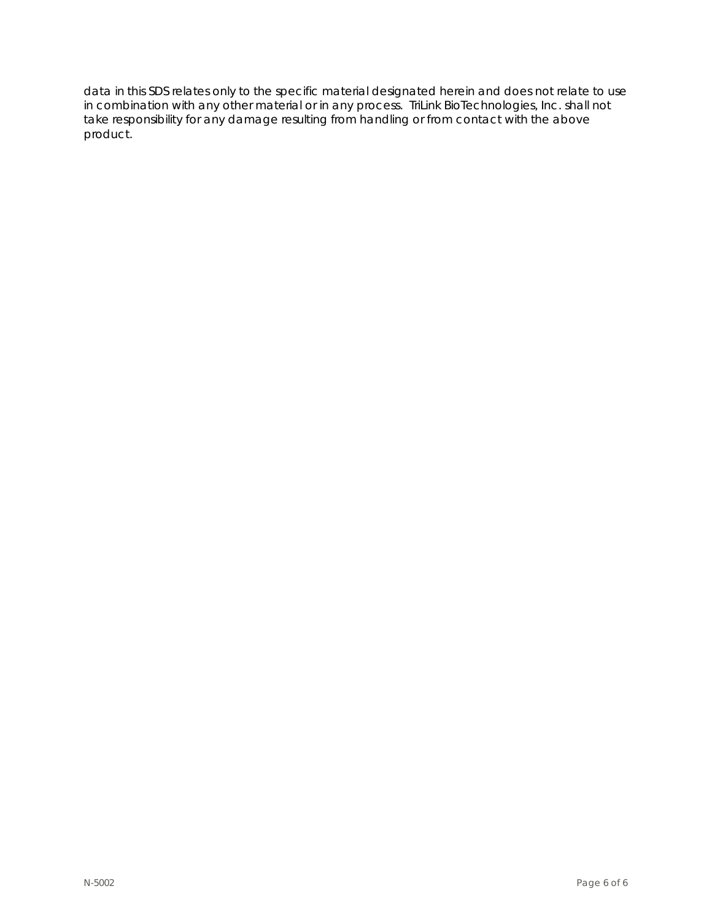data in this SDS relates only to the specific material designated herein and does not relate to use in combination with any other material or in any process. TriLink BioTechnologies, Inc. shall not take responsibility for any damage resulting from handling or from contact with the above product.